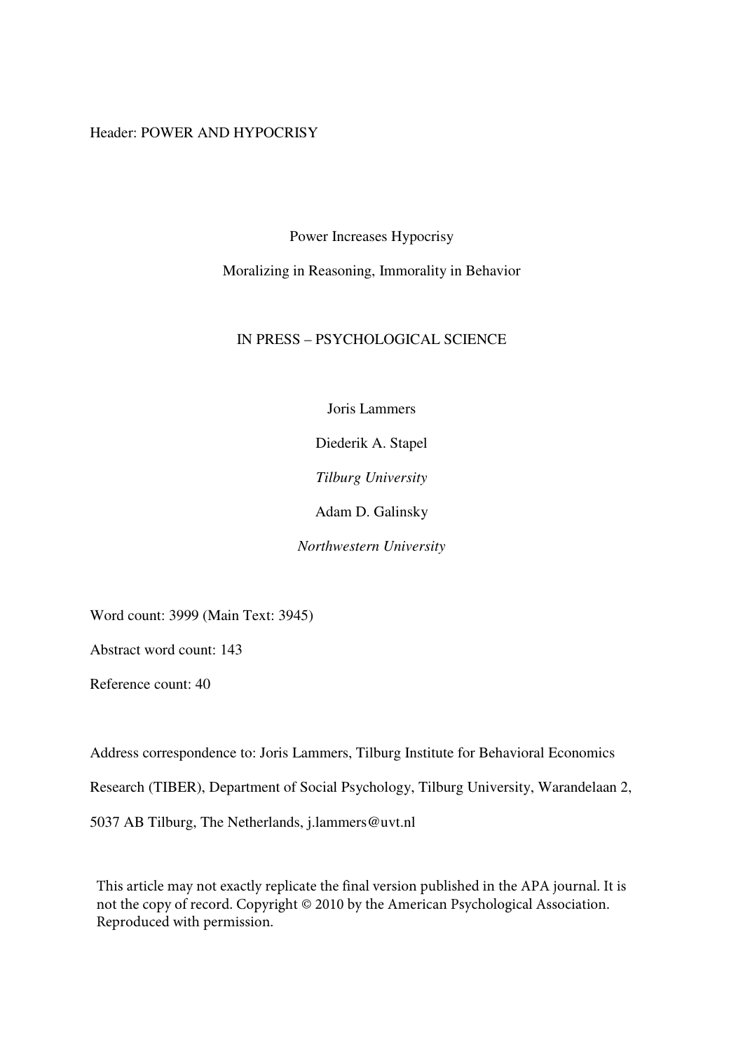Header: POWER AND HYPOCRISY

# Power Increases Hypocrisy

## Moralizing in Reasoning, Immorality in Behavior

IN PRESS – PSYCHOLOGICAL SCIENCE

Joris Lammers

Diederik A. Stapel

*Tilburg University*

Adam D. Galinsky

*Northwestern University*

Word count: 3999 (Main Text: 3945)

Abstract word count: 143

Reference count: 40

Address correspondence to: Joris Lammers, Tilburg Institute for Behavioral Economics Research (TIBER), Department of Social Psychology, Tilburg University, Warandelaan 2, 5037 AB Tilburg, The Netherlands, j.lammers@uvt.nl

This article may not exactly replicate the final version published in the APA journal. It is not the copy of record. Copyright © 2010 by the American Psychological Association. Reproduced with permission.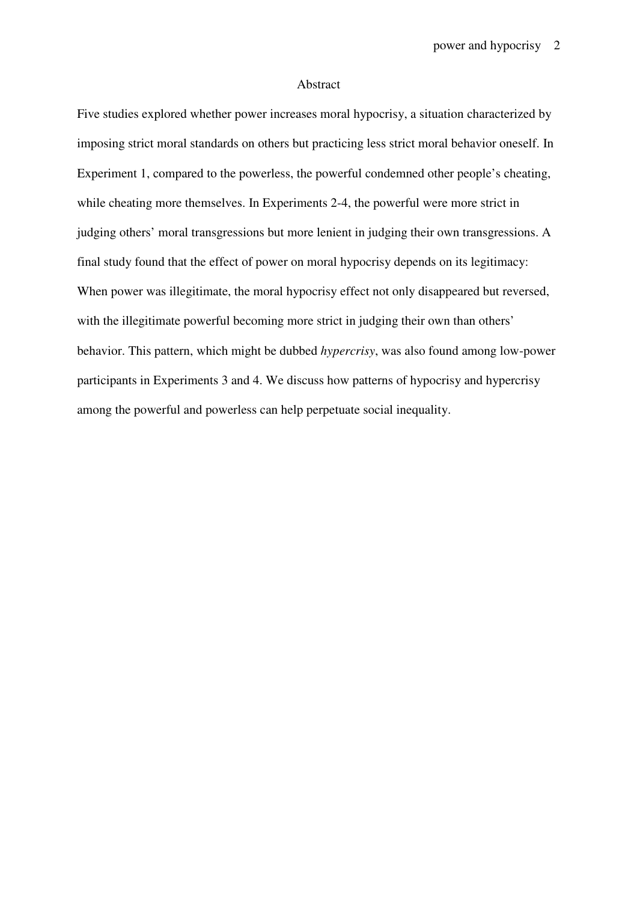# Abstract

Five studies explored whether power increases moral hypocrisy, a situation characterized by imposing strict moral standards on others but practicing less strict moral behavior oneself. In Experiment 1, compared to the powerless, the powerful condemned other people's cheating, while cheating more themselves. In Experiments 2-4, the powerful were more strict in judging others' moral transgressions but more lenient in judging their own transgressions. A final study found that the effect of power on moral hypocrisy depends on its legitimacy: When power was illegitimate, the moral hypocrisy effect not only disappeared but reversed, with the illegitimate powerful becoming more strict in judging their own than others' behavior. This pattern, which might be dubbed *hypercrisy*, was also found among low-power participants in Experiments 3 and 4. We discuss how patterns of hypocrisy and hypercrisy among the powerful and powerless can help perpetuate social inequality.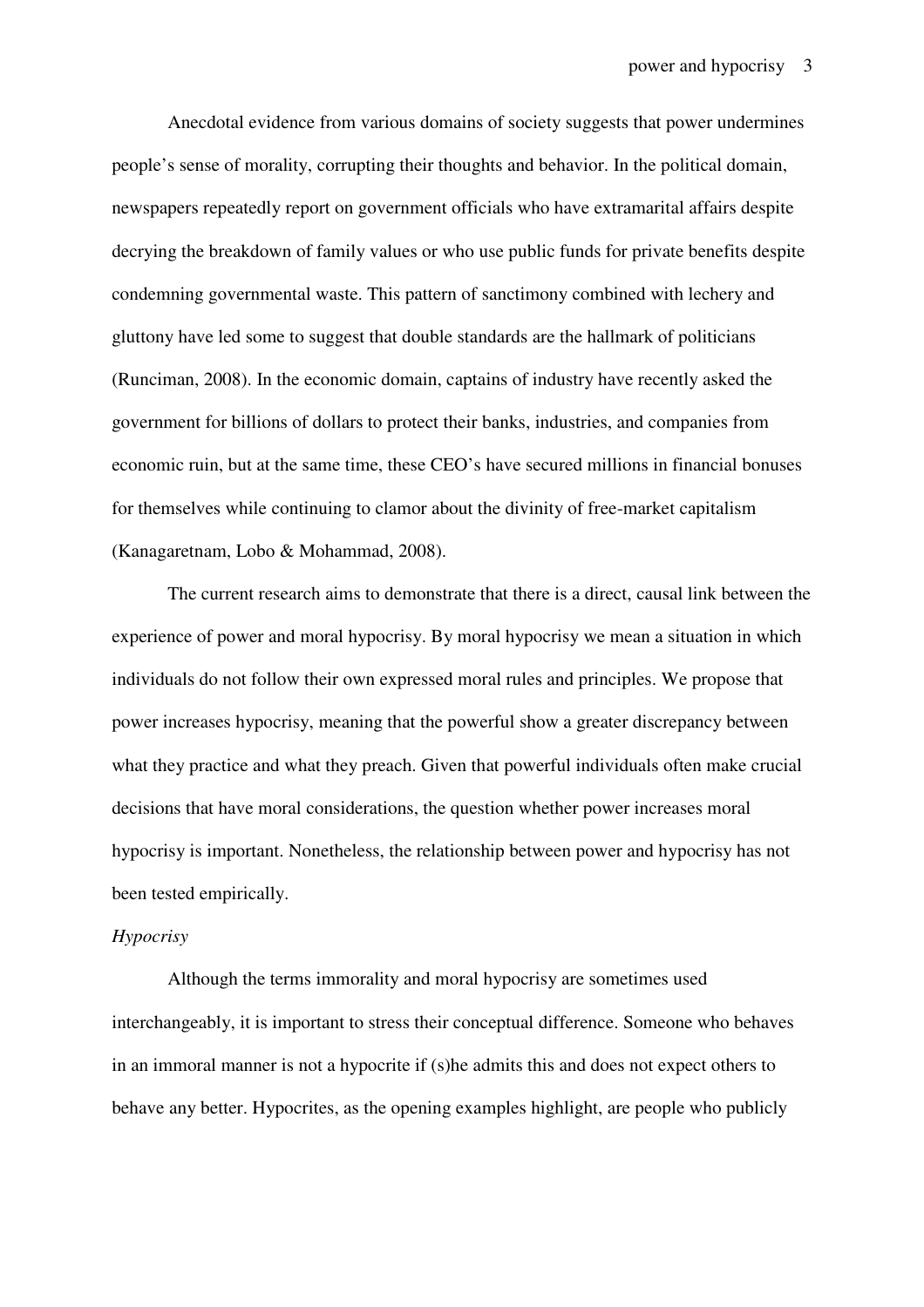Anecdotal evidence from various domains of society suggests that power undermines people's sense of morality, corrupting their thoughts and behavior. In the political domain, newspapers repeatedly report on government officials who have extramarital affairs despite decrying the breakdown of family values or who use public funds for private benefits despite condemning governmental waste. This pattern of sanctimony combined with lechery and gluttony have led some to suggest that double standards are the hallmark of politicians (Runciman, 2008). In the economic domain, captains of industry have recently asked the government for billions of dollars to protect their banks, industries, and companies from economic ruin, but at the same time, these CEO's have secured millions in financial bonuses for themselves while continuing to clamor about the divinity of free-market capitalism (Kanagaretnam, Lobo & Mohammad, 2008).

The current research aims to demonstrate that there is a direct, causal link between the experience of power and moral hypocrisy. By moral hypocrisy we mean a situation in which individuals do not follow their own expressed moral rules and principles. We propose that power increases hypocrisy, meaning that the powerful show a greater discrepancy between what they practice and what they preach. Given that powerful individuals often make crucial decisions that have moral considerations, the question whether power increases moral hypocrisy is important. Nonetheless, the relationship between power and hypocrisy has not been tested empirically.

*Hypocrisy*

Although the terms immorality and moral hypocrisy are sometimes used interchangeably, it is important to stress their conceptual difference. Someone who behaves in an immoral manner is not a hypocrite if (s)he admits this and does not expect others to behave any better. Hypocrites, as the opening examples highlight, are people who publicly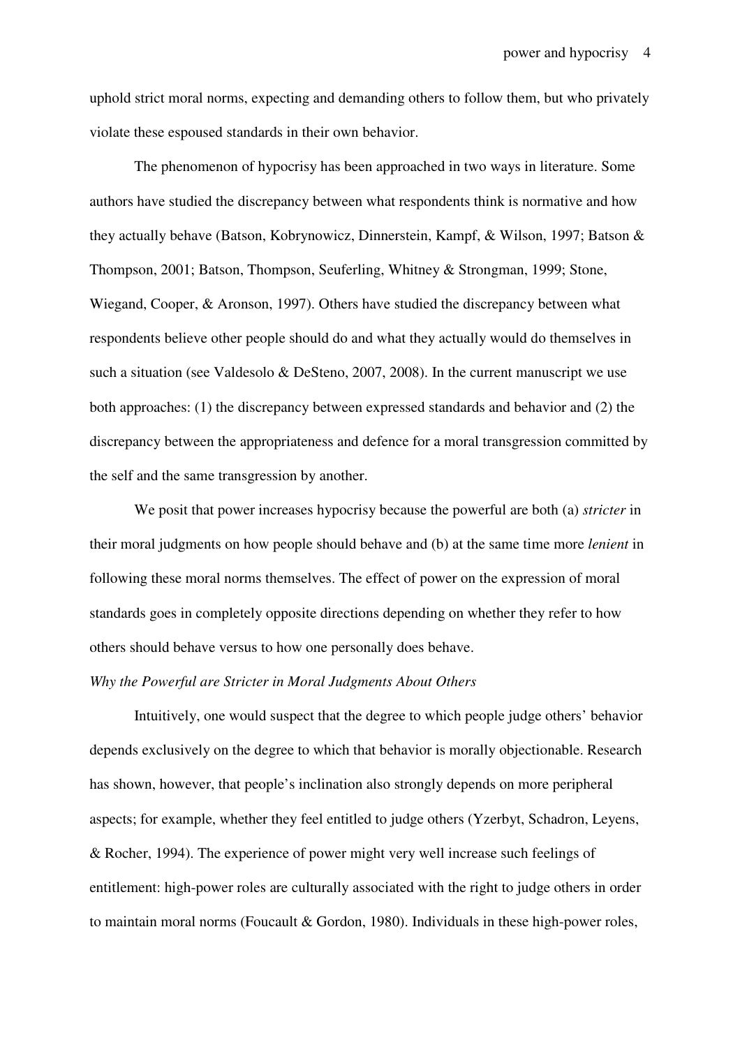uphold strict moral norms, expecting and demanding others to follow them, but who privately violate these espoused standards in their own behavior.

The phenomenon of hypocrisy has been approached in two ways in literature. Some authors have studied the discrepancy between what respondents think is normative and how they actually behave (Batson, Kobrynowicz, Dinnerstein, Kampf, & Wilson, 1997; Batson & Thompson, 2001; Batson, Thompson, Seuferling, Whitney & Strongman, 1999; Stone, Wiegand, Cooper, & Aronson, 1997). Others have studied the discrepancy between what respondents believe other people should do and what they actually would do themselves in such a situation (see Valdesolo & DeSteno, 2007, 2008). In the current manuscript we use both approaches: (1) the discrepancy between expressed standards and behavior and (2) the discrepancy between the appropriateness and defence for a moral transgression committed by the self and the same transgression by another.

We posit that power increases hypocrisy because the powerful are both (a) *stricter* in their moral judgments on how people should behave and (b) at the same time more *lenient* in following these moral norms themselves. The effect of power on the expression of moral standards goes in completely opposite directions depending on whether they refer to how others should behave versus to how one personally does behave.

*Why the Powerful are Stricter in Moral Judgments About Others*

Intuitively, one would suspect that the degree to which people judge others' behavior depends exclusively on the degree to which that behavior is morally objectionable. Research has shown, however, that people's inclination also strongly depends on more peripheral aspects; for example, whether they feel entitled to judge others (Yzerbyt, Schadron, Leyens, & Rocher, 1994). The experience of power might very well increase such feelings of entitlement: high-power roles are culturally associated with the right to judge others in order to maintain moral norms (Foucault & Gordon, 1980). Individuals in these high-power roles,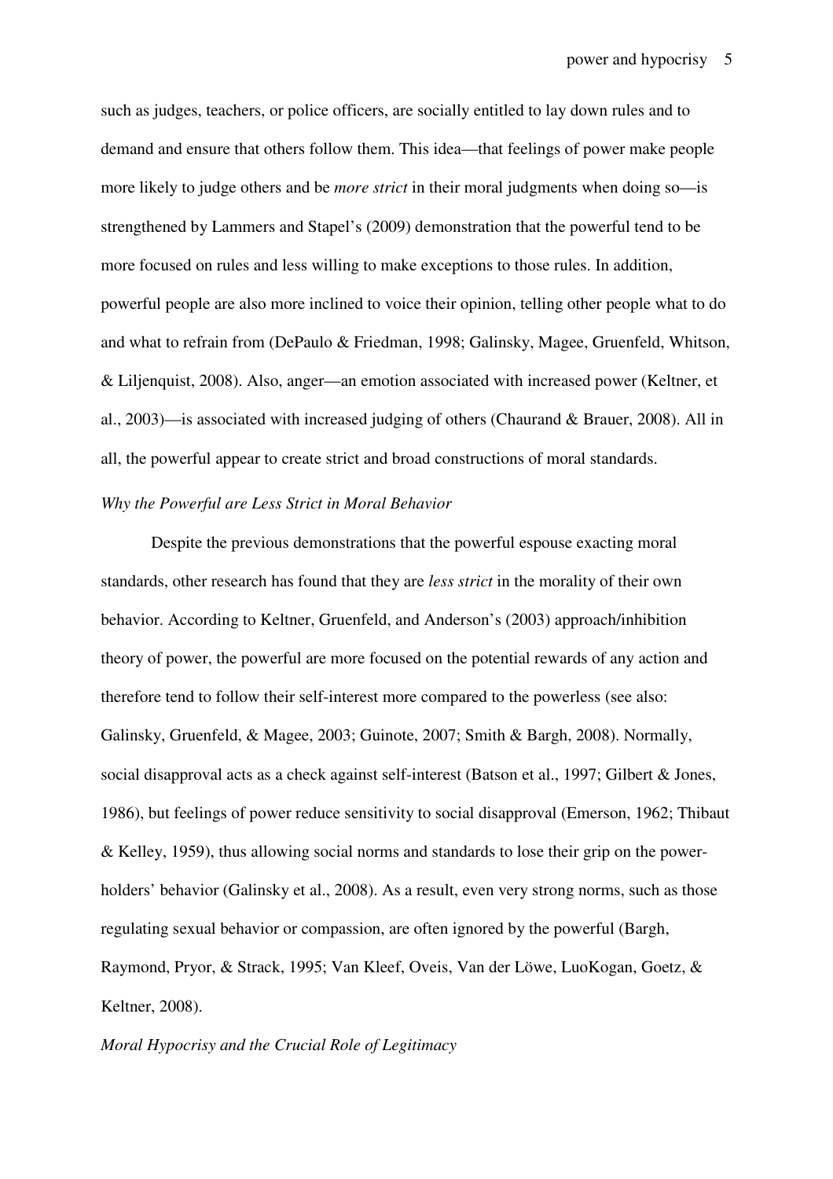such as judges, teachers, or police officers, are socially entitled to lay down rules and to demand and ensure that others follow them. This idea—that feelings of power make people more likely to judge others and be *more strict* in their moral judgments when doing so—is strengthened by Lammers and Stapel's (2009) demonstration that the powerful tend to be more focused on rules and less willing to make exceptions to those rules. In addition, powerful people are also more inclined to voice their opinion, telling other people what to do and what to refrain from (DePaulo & Friedman, 1998; Galinsky, Magee, Gruenfeld, Whitson, & Liljenquist, 2008). Also, anger—an emotion associated with increased power (Keltner, et al., 2003)—is associated with increased judging of others (Chaurand & Brauer, 2008). All in all, the powerful appear to create strict and broad constructions of moral standards.

### *Why the Powerful are Less Strict in Moral Behavior*

Despite the previous demonstrations that the powerful espouse exacting moral standards, other research has found that they are *less strict* in the morality of their own behavior. According to Keltner, Gruenfeld, and Anderson's (2003) approach/inhibition theory of power, the powerful are more focused on the potential rewards of any action and therefore tend to follow their self-interest more compared to the powerless (see also: Galinsky, Gruenfeld, & Magee, 2003; Guinote, 2007; Smith & Bargh, 2008). Normally, social disapproval acts as a check against self-interest (Batson et al., 1997; Gilbert & Jones, 1986), but feelings of power reduce sensitivity to social disapproval (Emerson, 1962; Thibaut & Kelley, 1959), thus allowing social norms and standards to lose their grip on the power-holders' behavior (Galinsky et al., 2008). As a result, even very strong norms, such as those regulating sexual behavior or compassion, are often ignored by the powerful (Bargh, Raymond, Pryor, & Strack, 1995; Van Kleef, Oveis, Van der Löwe, LuoKogan, Goetz, & Keltner, 2008).

### *Moral Hypocrisy and the Crucial Role of Legitimacy*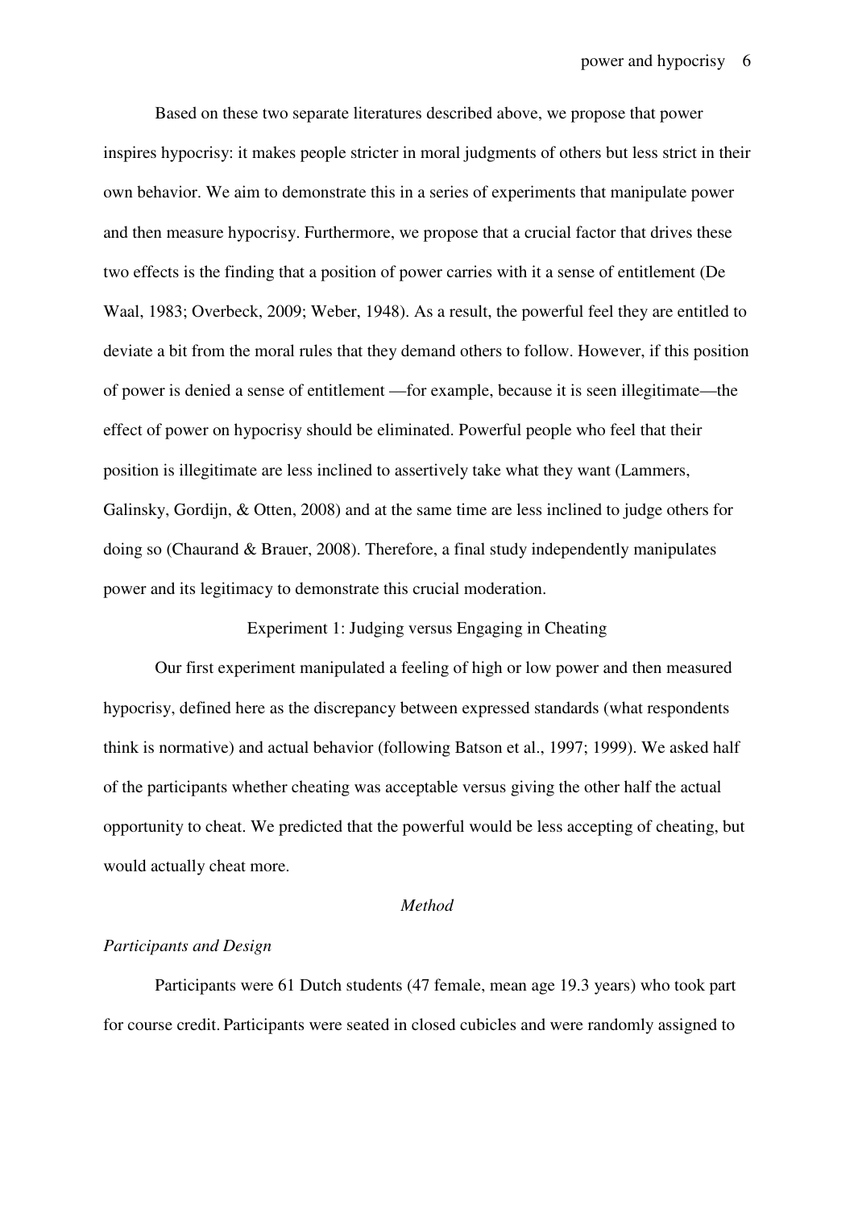Based on these two separate literatures described above, we propose that power inspires hypocrisy: it makes people stricter in moral judgments of others but less strict in their own behavior. We aim to demonstrate this in a series of experiments that manipulate power and then measure hypocrisy. Furthermore, we propose that a crucial factor that drives these two effects is the finding that a position of power carries with it a sense of entitlement (De Waal, 1983; Overbeck, 2009; Weber, 1948). As a result, the powerful feel they are entitled to deviate a bit from the moral rules that they demand others to follow. However, if this position of power is denied a sense of entitlement —for example, because it is seen illegitimate—the effect of power on hypocrisy should be eliminated. Powerful people who feel that their position is illegitimate are less inclined to assertively take what they want (Lammers, Galinsky, Gordijn, & Otten, 2008) and at the same time are less inclined to judge others for doing so (Chaurand & Brauer, 2008). Therefore, a final study independently manipulates power and its legitimacy to demonstrate this crucial moderation.

## Experiment 1: Judging versus Engaging in Cheating

Our first experiment manipulated a feeling of high or low power and then measured hypocrisy, defined here as the discrepancy between expressed standards (what respondents think is normative) and actual behavior (following Batson et al., 1997; 1999). We asked half of the participants whether cheating was acceptable versus giving the other half the actual opportunity to cheat. We predicted that the powerful would be less accepting of cheating, but would actually cheat more.

### *Method*

#### *Participants and Design*

Participants were 61 Dutch students (47 female, mean age 19.3 years) who took part for course credit. Participants were seated in closed cubicles and were randomly assigned to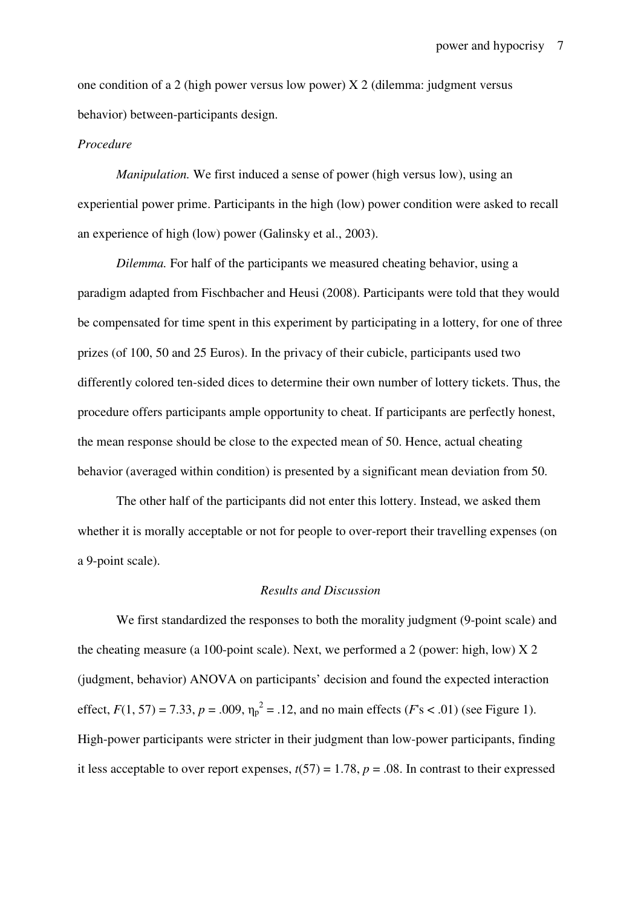one condition of a 2 (high power versus low power) X 2 (dilemma: judgment versus behavior) between-participants design.

*Procedure*

*Manipulation.* We first induced a sense of power (high versus low), using an experiential power prime. Participants in the high (low) power condition were asked to recall an experience of high (low) power (Galinsky et al., 2003).

*Dilemma.* For half of the participants we measured cheating behavior, using a paradigm adapted from Fischbacher and Heusi (2008). Participants were told that they would be compensated for time spent in this experiment by participating in a lottery, for one of three prizes (of 100, 50 and 25 Euros). In the privacy of their cubicle, participants used two differently colored ten-sided dices to determine their own number of lottery tickets. Thus, the procedure offers participants ample opportunity to cheat. If participants are perfectly honest, the mean response should be close to the expected mean of 50. Hence, actual cheating behavior (averaged within condition) is presented by a significant mean deviation from 50.

The other half of the participants did not enter this lottery. Instead, we asked them whether it is morally acceptable or not for people to over-report their travelling expenses (on a 9-point scale).

### *Results and Discussion*

We first standardized the responses to both the morality judgment (9-point scale) and the cheating measure (a 100-point scale). Next, we performed a 2 (power: high, low) X 2 (judgment, behavior) ANOVA on participants' decision and found the expected interaction effect, $F(1, 57) = 7.33$, $p = .009$, $\eta_p^2 = .12$, and no main effects ($F$'s $< .01$) (see Figure 1). High-power participants were stricter in their judgment than low-power participants, finding it less acceptable to over report expenses, $t(57) = 1.78$, $p = .08$. In contrast to their expressed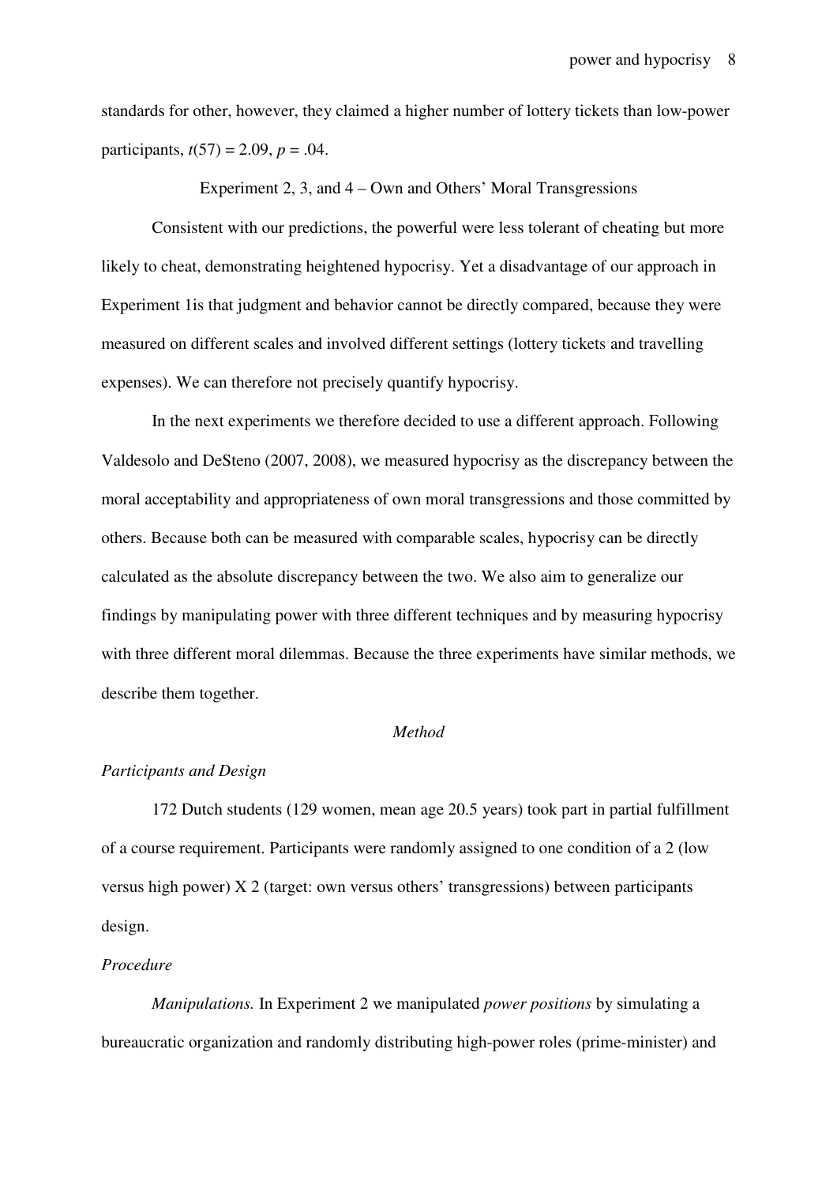standards for other, however, they claimed a higher number of lottery tickets than low-power participants, $t(57) = 2.09$, $p = .04$.

## Experiment 2, 3, and 4 – Own and Others' Moral Transgressions

Consistent with our predictions, the powerful were less tolerant of cheating but more likely to cheat, demonstrating heightened hypocrisy. Yet a disadvantage of our approach in Experiment 1is that judgment and behavior cannot be directly compared, because they were measured on different scales and involved different settings (lottery tickets and travelling expenses). We can therefore not precisely quantify hypocrisy.

In the next experiments we therefore decided to use a different approach. Following Valdesolo and DeSteno (2007, 2008), we measured hypocrisy as the discrepancy between the moral acceptability and appropriateness of own moral transgressions and those committed by others. Because both can be measured with comparable scales, hypocrisy can be directly calculated as the absolute discrepancy between the two. We also aim to generalize our findings by manipulating power with three different techniques and by measuring hypocrisy with three different moral dilemmas. Because the three experiments have similar methods, we describe them together.

### *Method*

#### *Participants and Design*

172 Dutch students (129 women, mean age 20.5 years) took part in partial fulfillment of a course requirement. Participants were randomly assigned to one condition of a 2 (low versus high power) X 2 (target: own versus others' transgressions) between participants design.

#### *Procedure*

*Manipulations.* In Experiment 2 we manipulated *power positions* by simulating a bureaucratic organization and randomly distributing high-power roles (prime-minister) and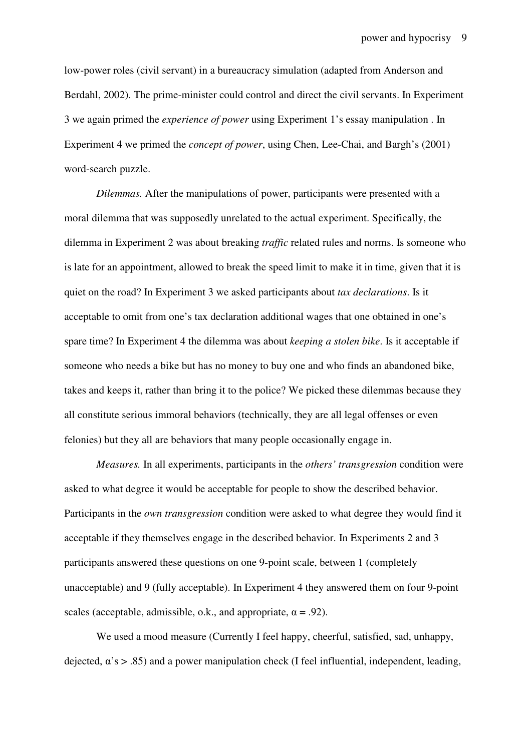low-power roles (civil servant) in a bureaucracy simulation (adapted from Anderson and Berdahl, 2002). The prime-minister could control and direct the civil servants. In Experiment 3 we again primed the *experience of power* using Experiment 1's essay manipulation . In Experiment 4 we primed the *concept of power*, using Chen, Lee-Chai, and Bargh's (2001) word-search puzzle.

*Dilemmas.* After the manipulations of power, participants were presented with a moral dilemma that was supposedly unrelated to the actual experiment. Specifically, the dilemma in Experiment 2 was about breaking *traffic* related rules and norms. Is someone who is late for an appointment, allowed to break the speed limit to make it in time, given that it is quiet on the road? In Experiment 3 we asked participants about *tax declarations*. Is it acceptable to omit from one's tax declaration additional wages that one obtained in one's spare time? In Experiment 4 the dilemma was about *keeping a stolen bike*. Is it acceptable if someone who needs a bike but has no money to buy one and who finds an abandoned bike, takes and keeps it, rather than bring it to the police? We picked these dilemmas because they all constitute serious immoral behaviors (technically, they are all legal offenses or even felonies) but they all are behaviors that many people occasionally engage in.

*Measures.* In all experiments, participants in the *others' transgression* condition were asked to what degree it would be acceptable for people to show the described behavior. Participants in the *own transgression* condition were asked to what degree they would find it acceptable if they themselves engage in the described behavior. In Experiments 2 and 3 participants answered these questions on one 9-point scale, between 1 (completely unacceptable) and 9 (fully acceptable). In Experiment 4 they answered them on four 9-point scales (acceptable, admissible, o.k., and appropriate, $\alpha = .92$).

We used a mood measure (Currently I feel happy, cheerful, satisfied, sad, unhappy, dejected, $\alpha$'s > .85) and a power manipulation check (I feel influential, independent, leading,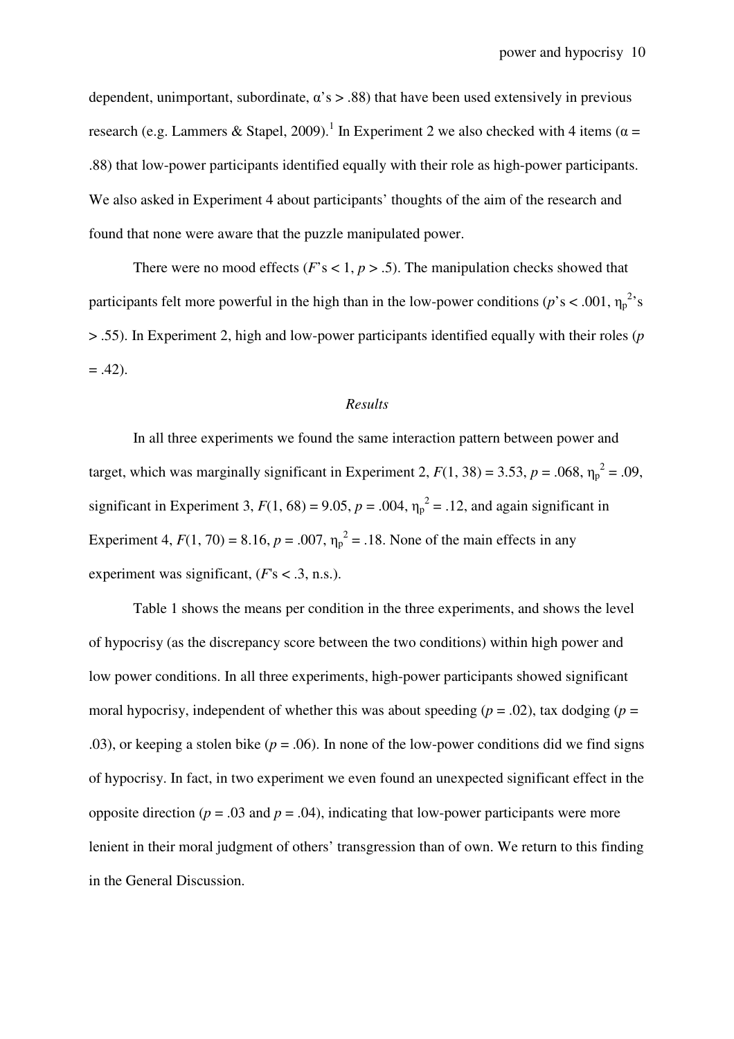dependent, unimportant, subordinate, $\alpha$'s > .88) that have been used extensively in previous research (e.g. Lammers & Stapel, 2009).[1] In Experiment 2 we also checked with 4 items ($\alpha$ = .88) that low-power participants identified equally with their role as high-power participants. We also asked in Experiment 4 about participants' thoughts of the aim of the research and found that none were aware that the puzzle manipulated power.

There were no mood effects (*F*'s < 1, *p* > .5). The manipulation checks showed that participants felt more powerful in the high than in the low-power conditions (*p*'s < .001, $\eta_p^2$'s > .55). In Experiment 2, high and low-power participants identified equally with their roles (*p* = .42).

*Results*

In all three experiments we found the same interaction pattern between power and target, which was marginally significant in Experiment 2, $F(1, 38) = 3.53$, $p = .068$, $\eta_p^2 = .09$, significant in Experiment 3, $F(1, 68) = 9.05$, $p = .004$, $\eta_p^2 = .12$, and again significant in Experiment 4, $F(1, 70) = 8.16$, $p = .007$, $\eta_p^2 = .18$. None of the main effects in any experiment was significant, (*F*'s < .3, n.s.).

Table 1 shows the means per condition in the three experiments, and shows the level of hypocrisy (as the discrepancy score between the two conditions) within high power and low power conditions. In all three experiments, high-power participants showed significant moral hypocrisy, independent of whether this was about speeding (*p* = .02), tax dodging (*p* = .03), or keeping a stolen bike (*p* = .06). In none of the low-power conditions did we find signs of hypocrisy. In fact, in two experiment we even found an unexpected significant effect in the opposite direction (*p* = .03 and *p* = .04), indicating that low-power participants were more lenient in their moral judgment of others' transgression than of own. We return to this finding in the General Discussion.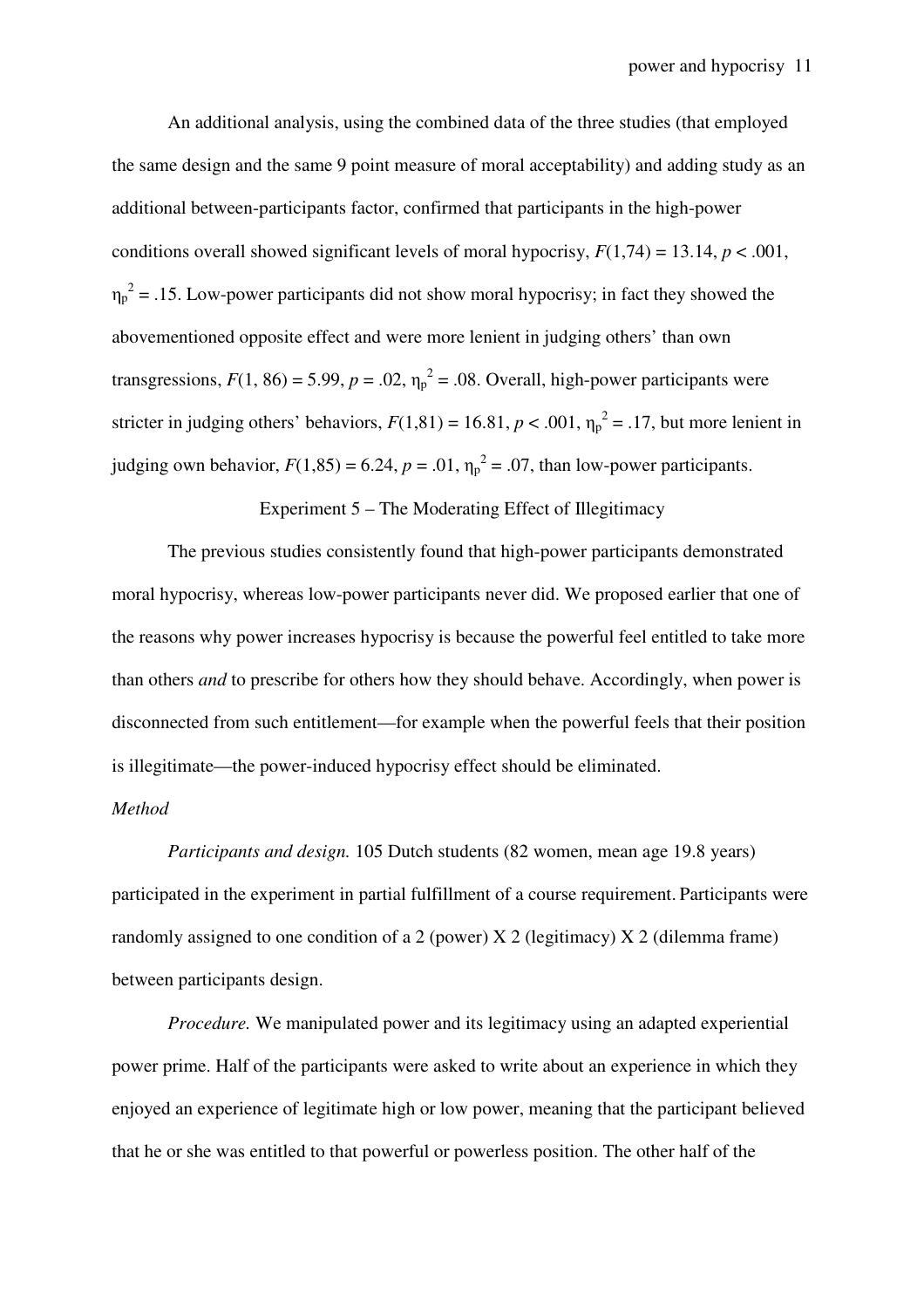An additional analysis, using the combined data of the three studies (that employed the same design and the same 9 point measure of moral acceptability) and adding study as an additional between-participants factor, confirmed that participants in the high-power conditions overall showed significant levels of moral hypocrisy, $F(1,74) = 13.14$, $p < .001$, $\eta_p^2 = .15$. Low-power participants did not show moral hypocrisy; in fact they showed the abovementioned opposite effect and were more lenient in judging others' than own transgressions, $F(1, 86) = 5.99$, $p = .02$, $\eta_p^2 = .08$. Overall, high-power participants were stricter in judging others' behaviors, $F(1,81) = 16.81$, $p < .001$, $\eta_p^2 = .17$, but more lenient in judging own behavior, $F(1,85) = 6.24$, $p = .01$, $\eta_p^2 = .07$, than low-power participants.

## Experiment 5 – The Moderating Effect of Illegitimacy

The previous studies consistently found that high-power participants demonstrated moral hypocrisy, whereas low-power participants never did. We proposed earlier that one of the reasons why power increases hypocrisy is because the powerful feel entitled to take more than others *and* to prescribe for others how they should behave. Accordingly, when power is disconnected from such entitlement—for example when the powerful feels that their position is illegitimate—the power-induced hypocrisy effect should be eliminated.

### *Method*

*Participants and design.* 105 Dutch students (82 women, mean age 19.8 years) participated in the experiment in partial fulfillment of a course requirement. Participants were randomly assigned to one condition of a 2 (power) X 2 (legitimacy) X 2 (dilemma frame) between participants design.

*Procedure.* We manipulated power and its legitimacy using an adapted experiential power prime. Half of the participants were asked to write about an experience in which they enjoyed an experience of legitimate high or low power, meaning that the participant believed that he or she was entitled to that powerful or powerless position. The other half of the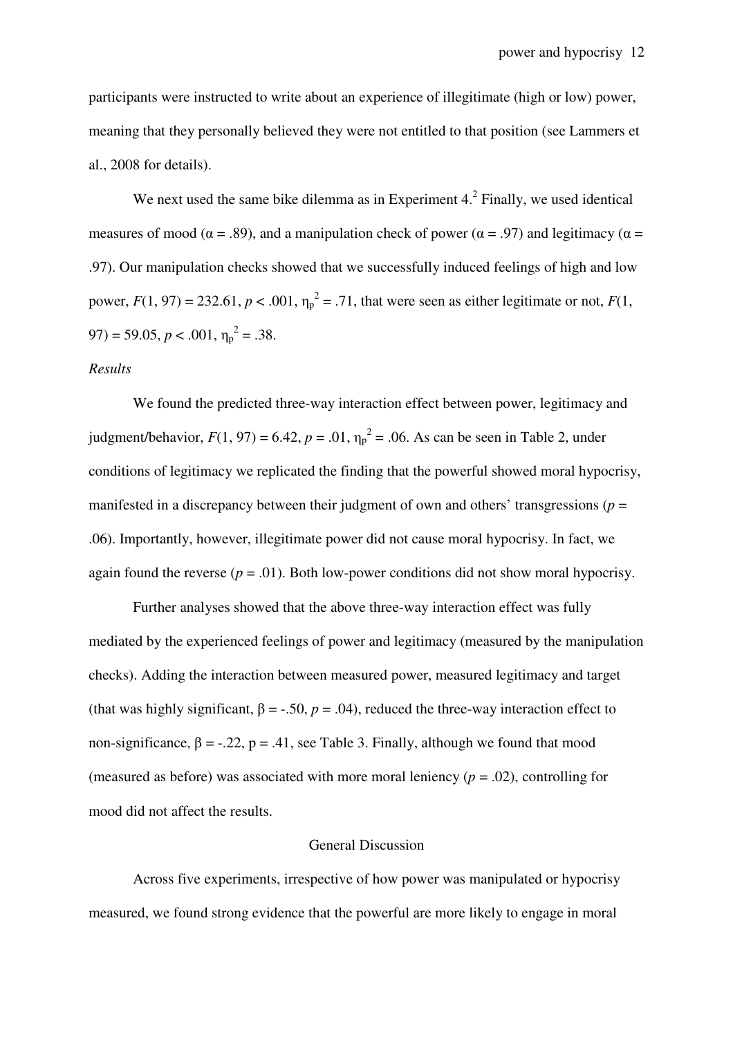participants were instructed to write about an experience of illegitimate (high or low) power, meaning that they personally believed they were not entitled to that position (see Lammers et al., 2008 for details).

We next used the same bike dilemma as in Experiment 4.[2] Finally, we used identical measures of mood ($\alpha = .89$), and a manipulation check of power ($\alpha = .97$) and legitimacy ($\alpha = .97$). Our manipulation checks showed that we successfully induced feelings of high and low power, $F(1, 97) = 232.61$, $p < .001$, $\eta_p^2 = .71$, that were seen as either legitimate or not, $F(1, 97) = 59.05$, $p < .001$, $\eta_p^2 = .38$.

*Results*

We found the predicted three-way interaction effect between power, legitimacy and judgment/behavior, $F(1, 97) = 6.42$, $p = .01$, $\eta_p^2 = .06$. As can be seen in Table 2, under conditions of legitimacy we replicated the finding that the powerful showed moral hypocrisy, manifested in a discrepancy between their judgment of own and others' transgressions ($p = .06$). Importantly, however, illegitimate power did not cause moral hypocrisy. In fact, we again found the reverse ($p = .01$). Both low-power conditions did not show moral hypocrisy.

Further analyses showed that the above three-way interaction effect was fully mediated by the experienced feelings of power and legitimacy (measured by the manipulation checks). Adding the interaction between measured power, measured legitimacy and target (that was highly significant, $\beta = -.50$, $p = .04$), reduced the three-way interaction effect to non-significance, $\beta = -.22$, $p = .41$, see Table 3. Finally, although we found that mood (measured as before) was associated with more moral leniency ($p = .02$), controlling for mood did not affect the results.

## General Discussion

Across five experiments, irrespective of how power was manipulated or hypocrisy measured, we found strong evidence that the powerful are more likely to engage in moral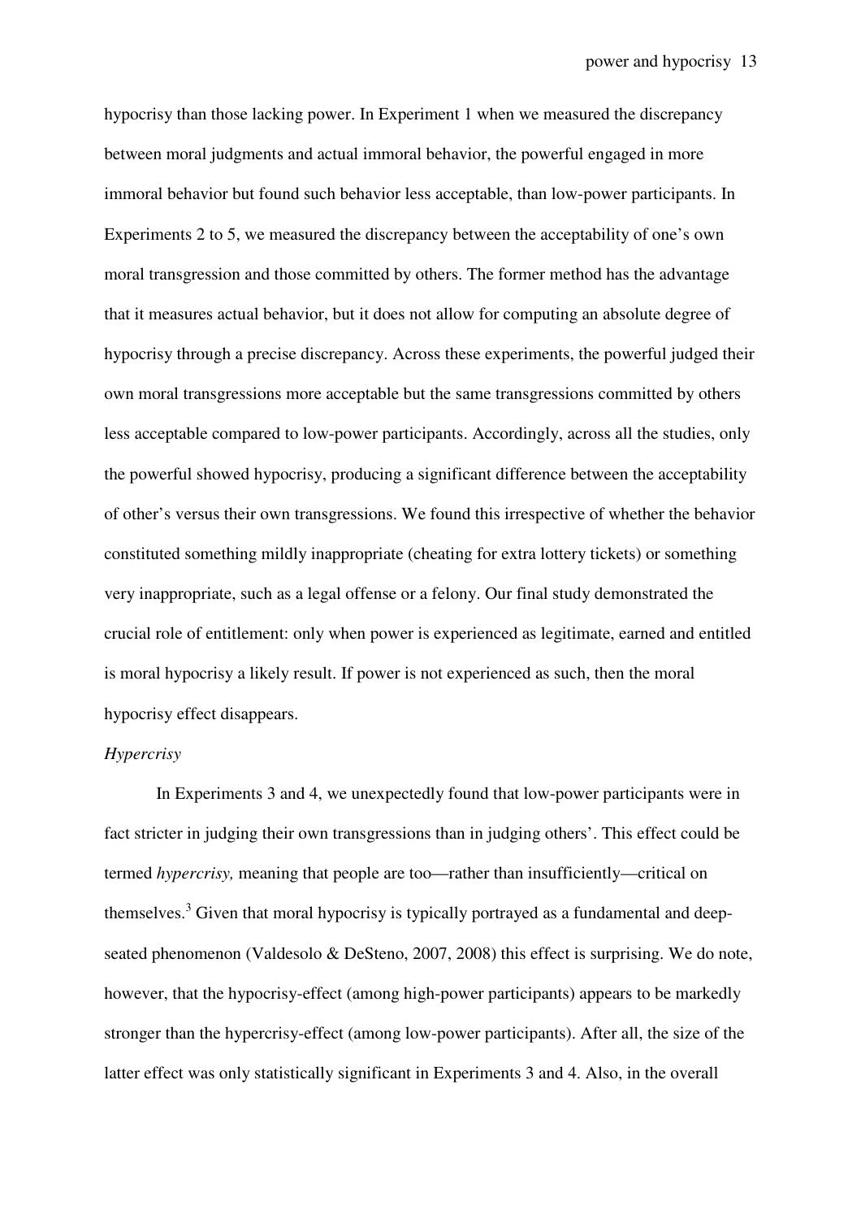hypocrisy than those lacking power. In Experiment 1 when we measured the discrepancy between moral judgments and actual immoral behavior, the powerful engaged in more immoral behavior but found such behavior less acceptable, than low-power participants. In Experiments 2 to 5, we measured the discrepancy between the acceptability of one's own moral transgression and those committed by others. The former method has the advantage that it measures actual behavior, but it does not allow for computing an absolute degree of hypocrisy through a precise discrepancy. Across these experiments, the powerful judged their own moral transgressions more acceptable but the same transgressions committed by others less acceptable compared to low-power participants. Accordingly, across all the studies, only the powerful showed hypocrisy, producing a significant difference between the acceptability of other's versus their own transgressions. We found this irrespective of whether the behavior constituted something mildly inappropriate (cheating for extra lottery tickets) or something very inappropriate, such as a legal offense or a felony. Our final study demonstrated the crucial role of entitlement: only when power is experienced as legitimate, earned and entitled is moral hypocrisy a likely result. If power is not experienced as such, then the moral hypocrisy effect disappears.

*Hypercrisy*

In Experiments 3 and 4, we unexpectedly found that low-power participants were in fact stricter in judging their own transgressions than in judging others'. This effect could be termed *hypercrisy,* meaning that people are too—rather than insufficiently—critical on themselves.[3] Given that moral hypocrisy is typically portrayed as a fundamental and deep-seated phenomenon (Valdesolo & DeSteno, 2007, 2008) this effect is surprising. We do note, however, that the hypocrisy-effect (among high-power participants) appears to be markedly stronger than the hypercrisy-effect (among low-power participants). After all, the size of the latter effect was only statistically significant in Experiments 3 and 4. Also, in the overall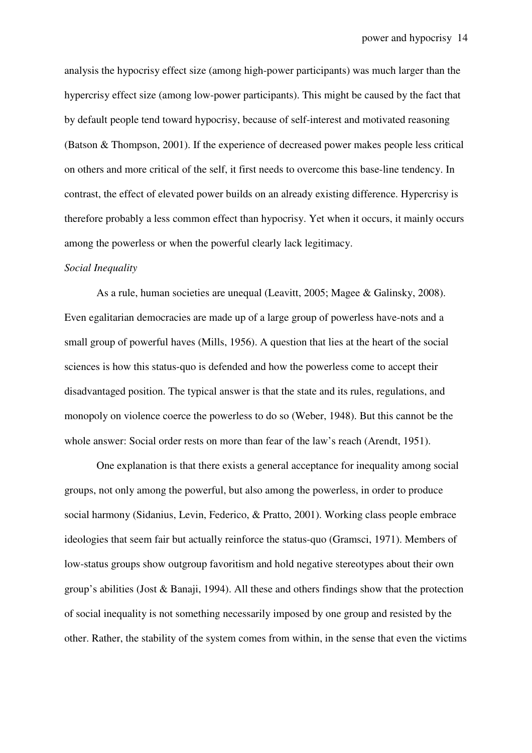analysis the hypocrisy effect size (among high-power participants) was much larger than the hypercrisy effect size (among low-power participants). This might be caused by the fact that by default people tend toward hypocrisy, because of self-interest and motivated reasoning (Batson & Thompson, 2001). If the experience of decreased power makes people less critical on others and more critical of the self, it first needs to overcome this base-line tendency. In contrast, the effect of elevated power builds on an already existing difference. Hypercrisy is therefore probably a less common effect than hypocrisy. Yet when it occurs, it mainly occurs among the powerless or when the powerful clearly lack legitimacy.

*Social Inequality*

As a rule, human societies are unequal (Leavitt, 2005; Magee & Galinsky, 2008). Even egalitarian democracies are made up of a large group of powerless have-nots and a small group of powerful haves (Mills, 1956). A question that lies at the heart of the social sciences is how this status-quo is defended and how the powerless come to accept their disadvantaged position. The typical answer is that the state and its rules, regulations, and monopoly on violence coerce the powerless to do so (Weber, 1948). But this cannot be the whole answer: Social order rests on more than fear of the law's reach (Arendt, 1951).

One explanation is that there exists a general acceptance for inequality among social groups, not only among the powerful, but also among the powerless, in order to produce social harmony (Sidanius, Levin, Federico, & Pratto, 2001). Working class people embrace ideologies that seem fair but actually reinforce the status-quo (Gramsci, 1971). Members of low-status groups show outgroup favoritism and hold negative stereotypes about their own group's abilities (Jost & Banaji, 1994). All these and others findings show that the protection of social inequality is not something necessarily imposed by one group and resisted by the other. Rather, the stability of the system comes from within, in the sense that even the victims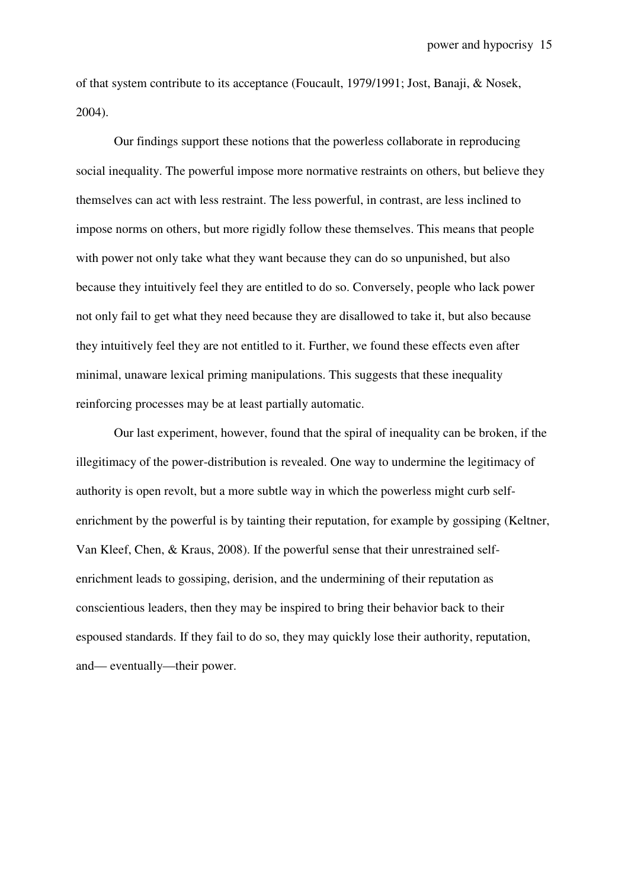of that system contribute to its acceptance (Foucault, 1979/1991; Jost, Banaji, & Nosek, 2004).

Our findings support these notions that the powerless collaborate in reproducing social inequality. The powerful impose more normative restraints on others, but believe they themselves can act with less restraint. The less powerful, in contrast, are less inclined to impose norms on others, but more rigidly follow these themselves. This means that people with power not only take what they want because they can do so unpunished, but also because they intuitively feel they are entitled to do so. Conversely, people who lack power not only fail to get what they need because they are disallowed to take it, but also because they intuitively feel they are not entitled to it. Further, we found these effects even after minimal, unaware lexical priming manipulations. This suggests that these inequality reinforcing processes may be at least partially automatic.

Our last experiment, however, found that the spiral of inequality can be broken, if the illegitimacy of the power-distribution is revealed. One way to undermine the legitimacy of authority is open revolt, but a more subtle way in which the powerless might curb self-enrichment by the powerful is by tainting their reputation, for example by gossiping (Keltner, Van Kleef, Chen, & Kraus, 2008). If the powerful sense that their unrestrained self-enrichment leads to gossiping, derision, and the undermining of their reputation as conscientious leaders, then they may be inspired to bring their behavior back to their espoused standards. If they fail to do so, they may quickly lose their authority, reputation, and— eventually—their power.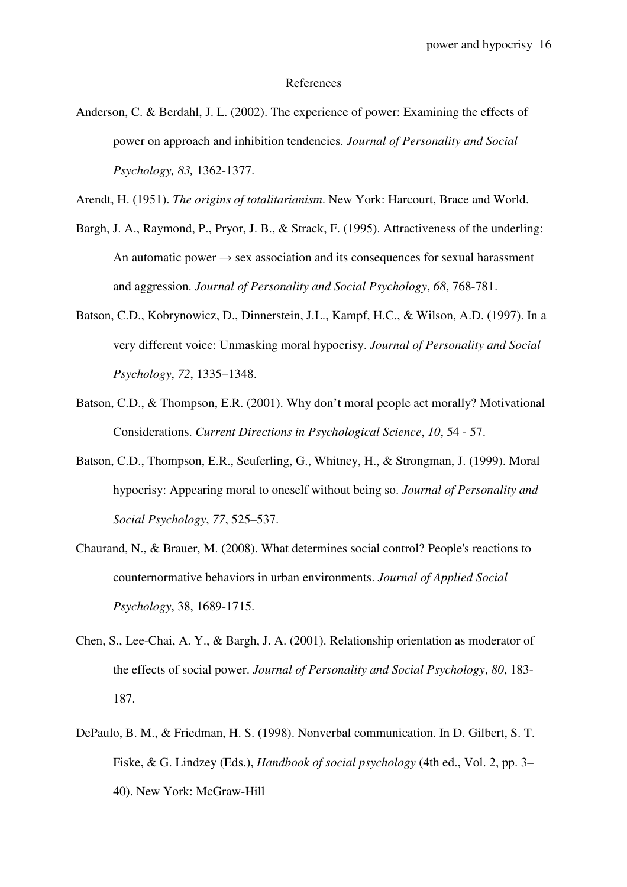References

Anderson, C. & Berdahl, J. L. (2002). The experience of power: Examining the effects of power on approach and inhibition tendencies. *Journal of Personality and Social Psychology, 83,* 1362-1377.

Arendt, H. (1951). *The origins of totalitarianism*. New York: Harcourt, Brace and World.

Bargh, J. A., Raymond, P., Pryor, J. B., & Strack, F. (1995). Attractiveness of the underling: An automatic power → sex association and its consequences for sexual harassment and aggression. *Journal of Personality and Social Psychology*, *68*, 768-781.

Batson, C.D., Kobrynowicz, D., Dinnerstein, J.L., Kampf, H.C., & Wilson, A.D. (1997). In a very different voice: Unmasking moral hypocrisy. *Journal of Personality and Social Psychology*, *72*, 1335–1348.

Batson, C.D., & Thompson, E.R. (2001). Why don't moral people act morally? Motivational Considerations. *Current Directions in Psychological Science*, *10*, 54 - 57.

Batson, C.D., Thompson, E.R., Seuferling, G., Whitney, H., & Strongman, J. (1999). Moral hypocrisy: Appearing moral to oneself without being so. *Journal of Personality and Social Psychology*, *77*, 525–537.

Chaurand, N., & Brauer, M. (2008). What determines social control? People's reactions to counternormative behaviors in urban environments. *Journal of Applied Social Psychology*, 38, 1689-1715.

Chen, S., Lee-Chai, A. Y., & Bargh, J. A. (2001). Relationship orientation as moderator of the effects of social power. *Journal of Personality and Social Psychology*, *80*, 183-187.

DePaulo, B. M., & Friedman, H. S. (1998). Nonverbal communication. In D. Gilbert, S. T. Fiske, & G. Lindzey (Eds.), *Handbook of social psychology* (4th ed., Vol. 2, pp. 3–40). New York: McGraw-Hill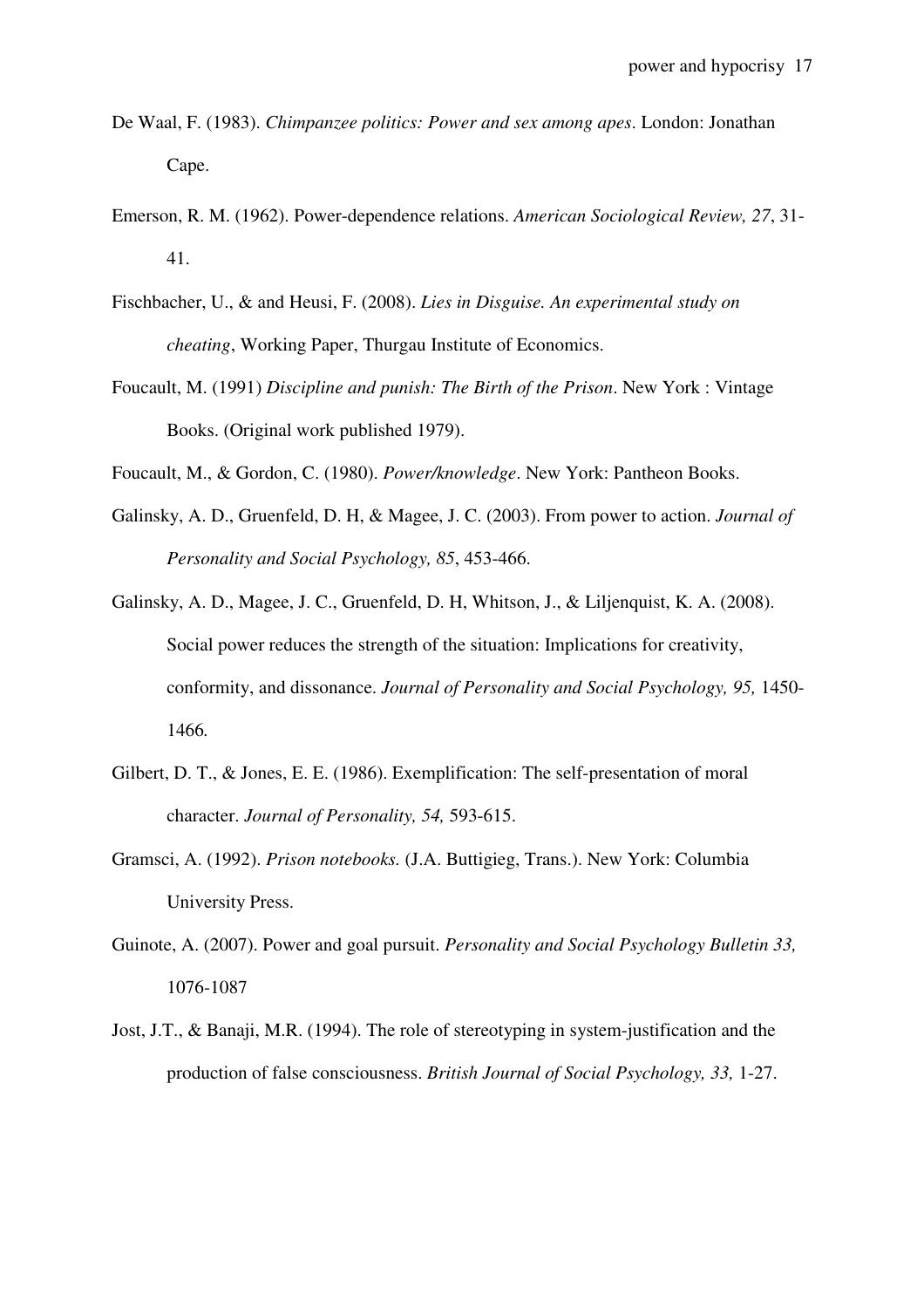De Waal, F. (1983). *Chimpanzee politics: Power and sex among apes*. London: Jonathan Cape.

Emerson, R. M. (1962). Power-dependence relations. *American Sociological Review, 27*, 31-41.

Fischbacher, U., & and Heusi, F. (2008). *Lies in Disguise. An experimental study on cheating*, Working Paper, Thurgau Institute of Economics.

Foucault, M. (1991) *Discipline and punish: The Birth of the Prison*. New York : Vintage Books. (Original work published 1979).

Foucault, M., & Gordon, C. (1980). *Power/knowledge*. New York: Pantheon Books.

Galinsky, A. D., Gruenfeld, D. H, & Magee, J. C. (2003). From power to action. *Journal of Personality and Social Psychology, 85*, 453-466.

Galinsky, A. D., Magee, J. C., Gruenfeld, D. H, Whitson, J., & Liljenquist, K. A. (2008). Social power reduces the strength of the situation: Implications for creativity, conformity, and dissonance. *Journal of Personality and Social Psychology, 95,* 1450-1466*.*

Gilbert, D. T., & Jones, E. E. (1986). Exemplification: The self-presentation of moral character. *Journal of Personality, 54,* 593-615.

Gramsci, A. (1992). *Prison notebooks.* (J.A. Buttigieg, Trans.). New York: Columbia University Press.

Guinote, A. (2007). Power and goal pursuit. *Personality and Social Psychology Bulletin 33,* 1076-1087

Jost, J.T., & Banaji, M.R. (1994). The role of stereotyping in system-justification and the production of false consciousness. *British Journal of Social Psychology, 33,* 1-27.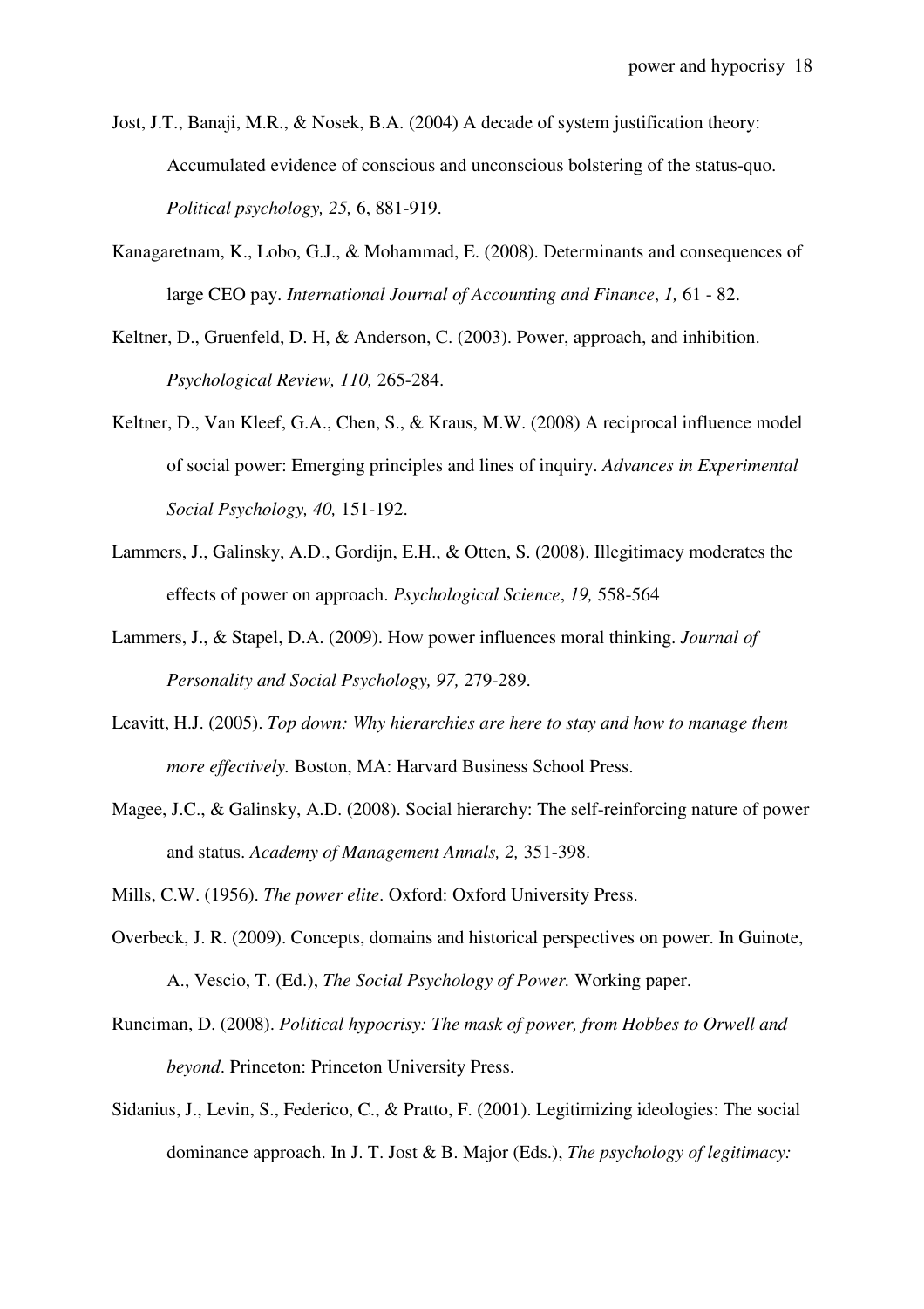Jost, J.T., Banaji, M.R., & Nosek, B.A. (2004) A decade of system justification theory: Accumulated evidence of conscious and unconscious bolstering of the status-quo. *Political psychology, 25,* 6, 881-919.

Kanagaretnam, K., Lobo, G.J., & Mohammad, E. (2008). Determinants and consequences of large CEO pay. *International Journal of Accounting and Finance*, *1,* 61 - 82.

Keltner, D., Gruenfeld, D. H, & Anderson, C. (2003). Power, approach, and inhibition. *Psychological Review, 110,* 265-284.

Keltner, D., Van Kleef, G.A., Chen, S., & Kraus, M.W. (2008) A reciprocal influence model of social power: Emerging principles and lines of inquiry. *Advances in Experimental Social Psychology, 40,* 151-192.

Lammers, J., Galinsky, A.D., Gordijn, E.H., & Otten, S. (2008). Illegitimacy moderates the effects of power on approach. *Psychological Science*, *19,* 558-564

Lammers, J., & Stapel, D.A. (2009). How power influences moral thinking. *Journal of Personality and Social Psychology, 97,* 279-289.

Leavitt, H.J. (2005). *Top down: Why hierarchies are here to stay and how to manage them more effectively.* Boston, MA: Harvard Business School Press.

Magee, J.C., & Galinsky, A.D. (2008). Social hierarchy: The self-reinforcing nature of power and status. *Academy of Management Annals, 2,* 351-398.

Mills, C.W. (1956). *The power elite*. Oxford: Oxford University Press.

Overbeck, J. R. (2009). Concepts, domains and historical perspectives on power. In Guinote, A., Vescio, T. (Ed.), *The Social Psychology of Power.* Working paper.

Runciman, D. (2008). *Political hypocrisy: The mask of power, from Hobbes to Orwell and beyond*. Princeton: Princeton University Press.

Sidanius, J., Levin, S., Federico, C., & Pratto, F. (2001). Legitimizing ideologies: The social dominance approach. In J. T. Jost & B. Major (Eds.), *The psychology of legitimacy:*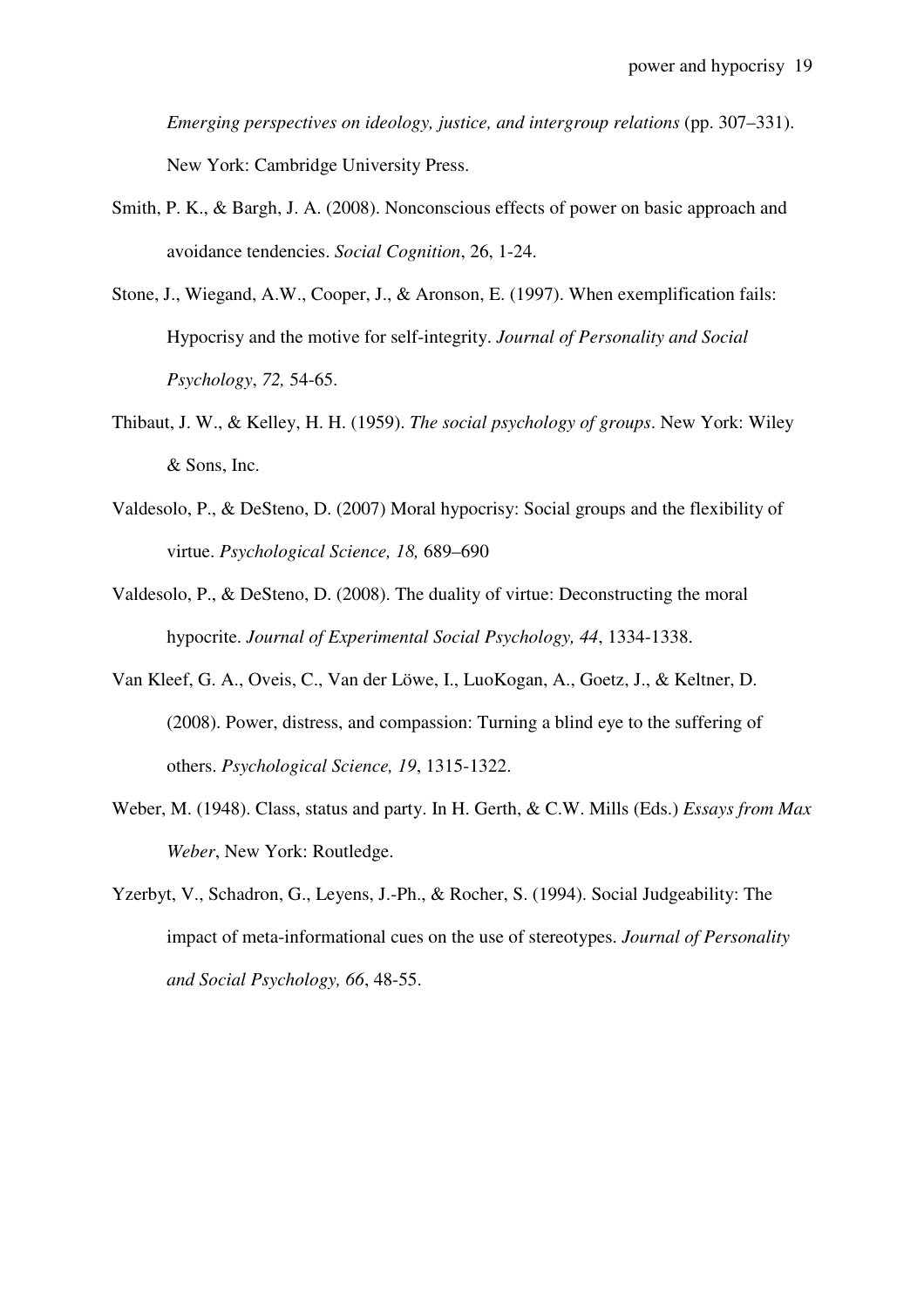*Emerging perspectives on ideology, justice, and intergroup relations* (pp. 307–331). New York: Cambridge University Press.

Smith, P. K., & Bargh, J. A. (2008). Nonconscious effects of power on basic approach and avoidance tendencies. *Social Cognition*, 26, 1-24.

Stone, J., Wiegand, A.W., Cooper, J., & Aronson, E. (1997). When exemplification fails: Hypocrisy and the motive for self-integrity. *Journal of Personality and Social Psychology*, *72,* 54-65.

Thibaut, J. W., & Kelley, H. H. (1959). *The social psychology of groups*. New York: Wiley & Sons, Inc.

Valdesolo, P., & DeSteno, D. (2007) Moral hypocrisy: Social groups and the flexibility of virtue. *Psychological Science, 18,* 689–690

Valdesolo, P., & DeSteno, D. (2008). The duality of virtue: Deconstructing the moral hypocrite. *Journal of Experimental Social Psychology, 44*, 1334-1338.

Van Kleef, G. A., Oveis, C., Van der Löwe, I., LuoKogan, A., Goetz, J., & Keltner, D. (2008). Power, distress, and compassion: Turning a blind eye to the suffering of others. *Psychological Science, 19*, 1315-1322.

Weber, M. (1948). Class, status and party. In H. Gerth, & C.W. Mills (Eds.) *Essays from Max Weber*, New York: Routledge.

Yzerbyt, V., Schadron, G., Leyens, J.-Ph., & Rocher, S. (1994). Social Judgeability: The impact of meta-informational cues on the use of stereotypes. *Journal of Personality and Social Psychology, 66*, 48-55.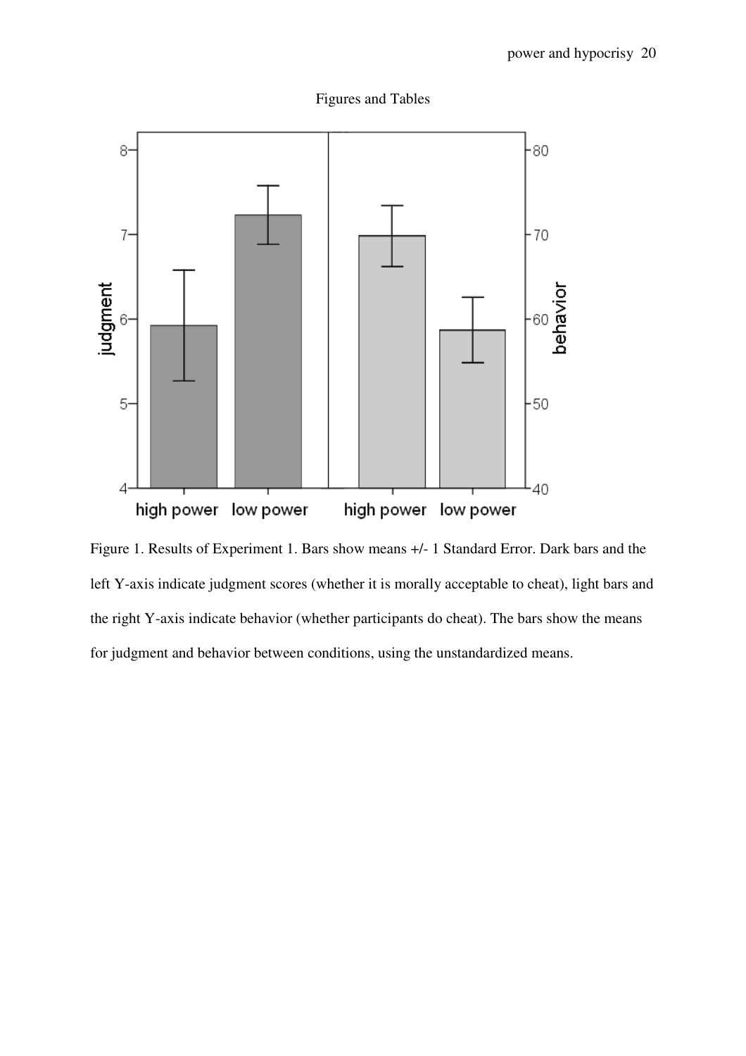Figures and Tables

Figure 1. Results of Experiment 1. Bars show means +/- 1 Standard Error. Dark bars and the left Y-axis indicate judgment scores (whether it is morally acceptable to cheat), light bars and the right Y-axis indicate behavior (whether participants do cheat). The bars show the means for judgment and behavior between conditions, using the unstandardized means.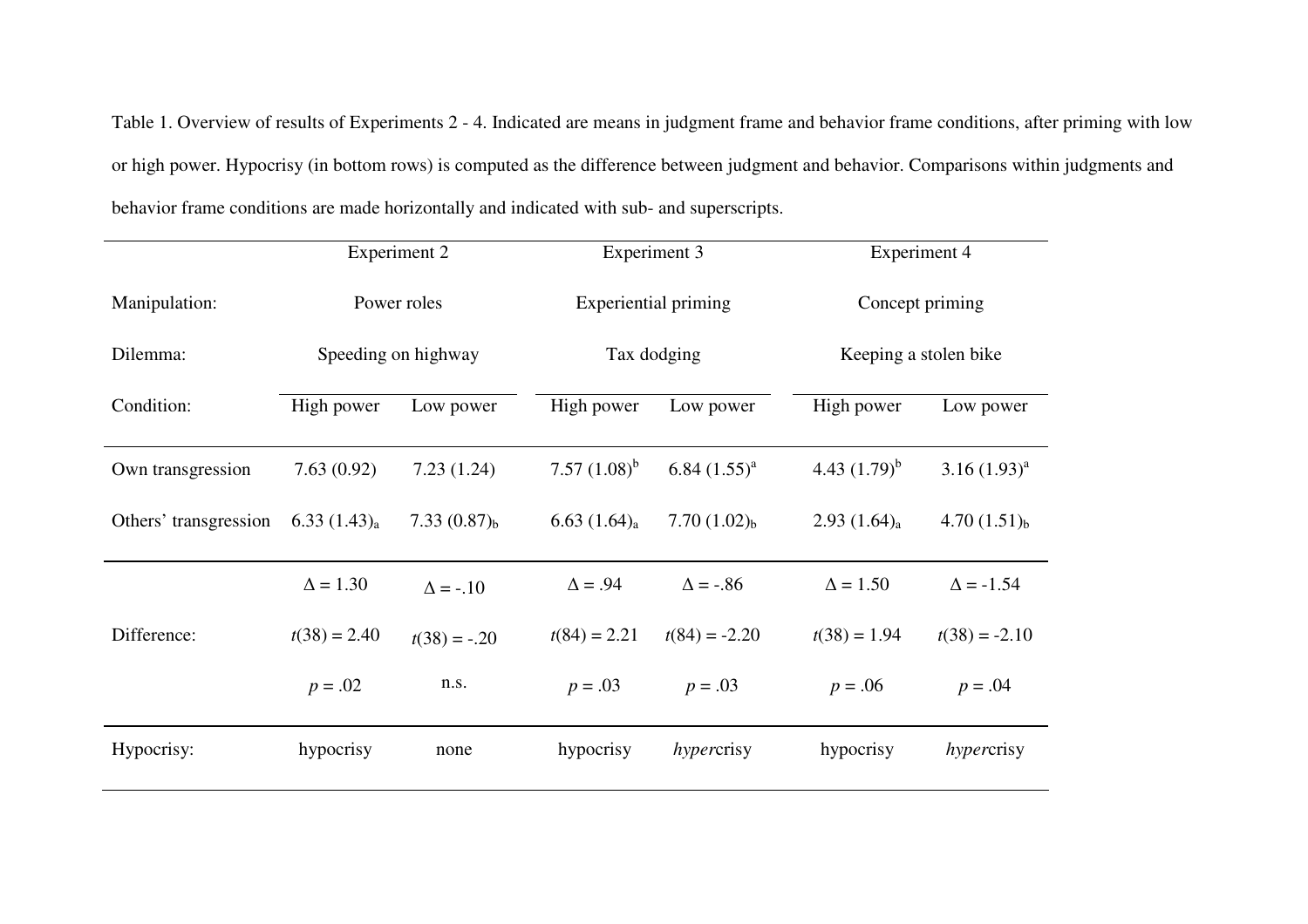Table 1. Overview of results of Experiments 2 - 4. Indicated are means in judgment frame and behavior frame conditions, after priming with low or high power. Hypocrisy (in bottom rows) is computed as the difference between judgment and behavior. Comparisons within judgments and behavior frame conditions are made horizontally and indicated with sub- and superscripts.

| | Experiment 2 | | Experiment 3 | | Experiment 4 | |
|---|---|---|---|---|---|---|
| Manipulation: | Power roles | | Experiential priming | | Concept priming | |
| Dilemma: | Speeding on highway | | Tax dodging | | Keeping a stolen bike | |
| Condition: | High power | Low power | High power | Low power | High power | Low power |
| Own transgression | 7.63 (0.92) | 7.23 (1.24) | 7.57 (1.08)$^{b}$ | 6.84 (1.55)$^{a}$ | 4.43 (1.79)$^{b}$ | 3.16 (1.93)$^{a}$ |
| Others' transgression | 6.33 (1.43)$_{a}$ | 7.33 (0.87)$_{b}$ | 6.63 (1.64)$_{a}$ | 7.70 (1.02)$_{b}$ | 2.93 (1.64)$_{a}$ | 4.70 (1.51)$_{b}$ |
| Difference: | $\Delta$ = 1.30 | $\Delta$ = -.10 | $\Delta$ = .94 | $\Delta$ = -.86 | $\Delta$ = 1.50 | $\Delta$ = -1.54 |
| | $t(38) = 2.40$ | $t(38) = -.20$ | $t(84) = 2.21$ | $t(84) = -2.20$ | $t(38) = 1.94$ | $t(38) = -2.10$ |
| | $p = .02$ | n.s. | $p = .03$ | $p = .03$ | $p = .06$ | $p = .04$ |
| Hypocrisy: | hypocrisy | none | hypocrisy | *hyper*crisy | hypocrisy | *hyper*crisy |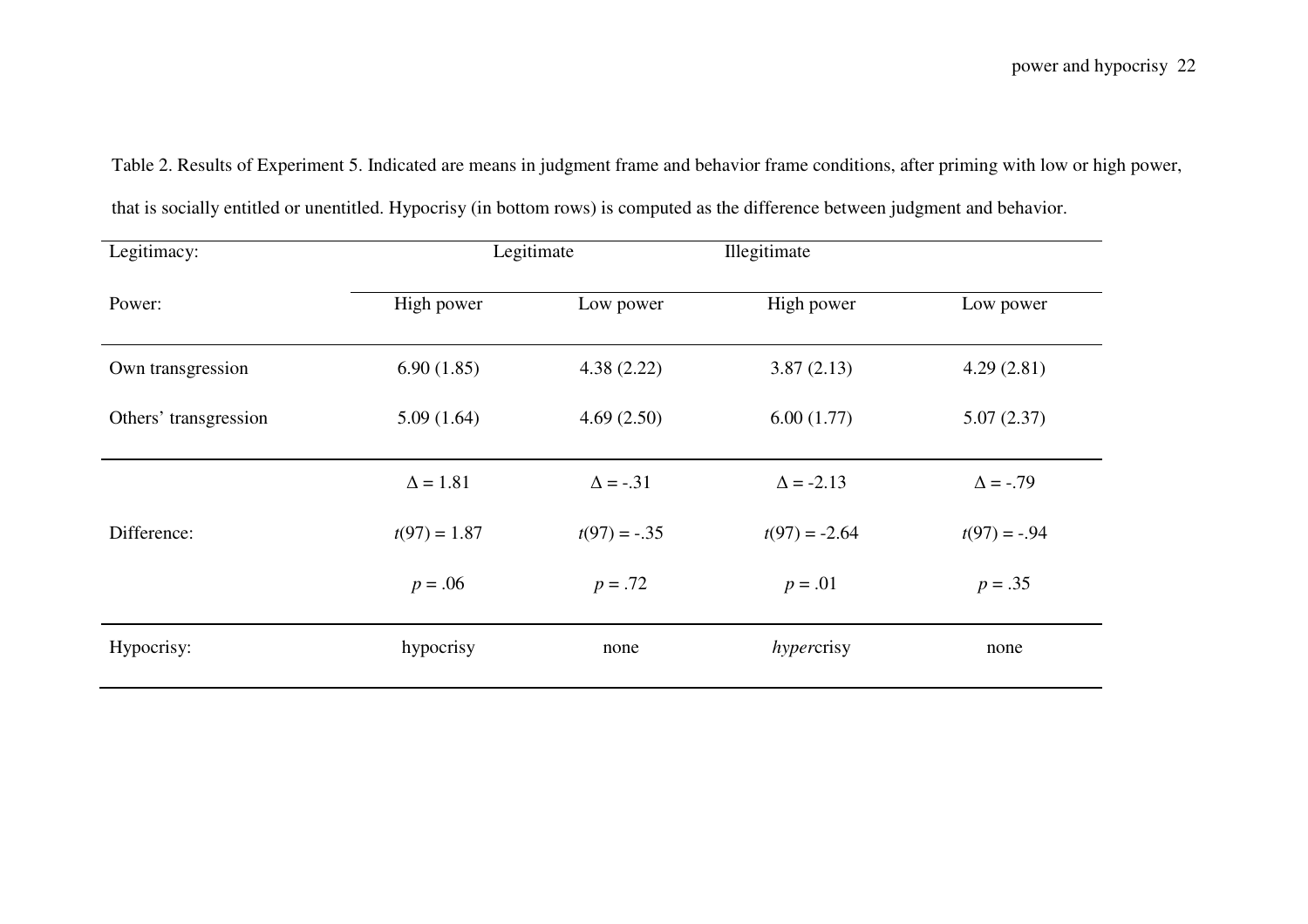Table 2. Results of Experiment 5. Indicated are means in judgment frame and behavior frame conditions, after priming with low or high power, that is socially entitled or unentitled. Hypocrisy (in bottom rows) is computed as the difference between judgment and behavior.

| Legitimacy: | Legitimate | | Illegitimate | |
|---|---|---|---|---|
| Power: | High power | Low power | High power | Low power |
| Own transgression | 6.90 (1.85) | 4.38 (2.22) | 3.87 (2.13) | 4.29 (2.81) |
| Others' transgression | 5.09 (1.64) | 4.69 (2.50) | 6.00 (1.77) | 5.07 (2.37) |
| Difference: | $\Delta = 1.81$ | $\Delta = -.31$ | $\Delta = -2.13$ | $\Delta = -.79$ |
| | $t(97) = 1.87$ | $t(97) = -.35$ | $t(97) = -2.64$ | $t(97) = -.94$ |
| | $p = .06$ | $p = .72$ | $p = .01$ | $p = .35$ |
| Hypocrisy: | hypocrisy | none | *hyper*crisy | none |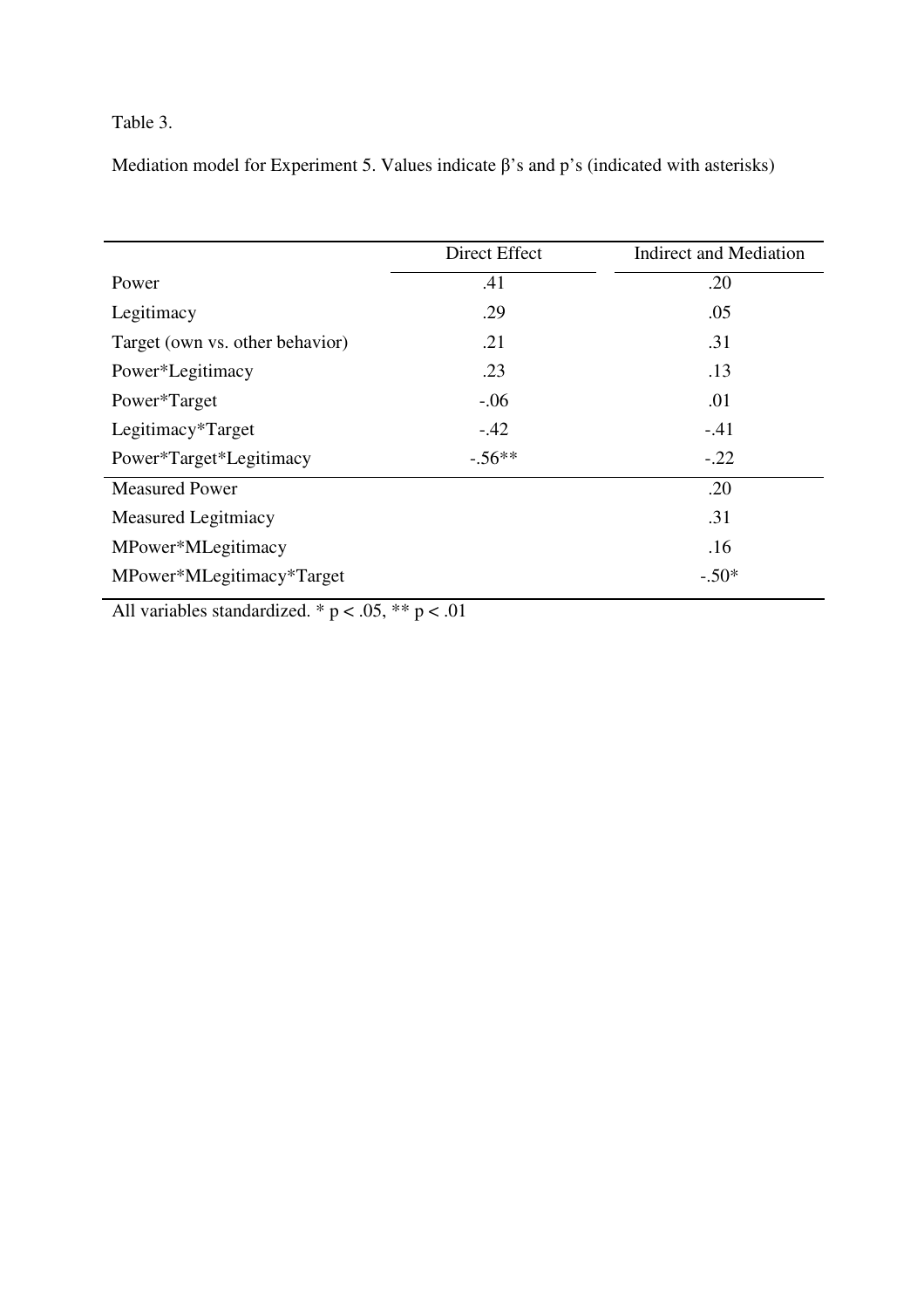Table 3.

Mediation model for Experiment 5. Values indicate β's and p's (indicated with asterisks)

| | Direct Effect | Indirect and Mediation |
|---|---|---|
| Power | .41 | .20 |
| Legitimacy | .29 | .05 |
| Target (own vs. other behavior) | .21 | .31 |
| Power*Legitimacy | .23 | .13 |
| Power*Target | -.06 | .01 |
| Legitimacy*Target | -.42 | -.41 |
| Power*Target*Legitimacy | -.56** | -.22 |
| Measured Power | | .20 |
| Measured Legitmiacy | | .31 |
| MPower*MLegitimacy | | .16 |
| MPower*MLegitimacy*Target | | -.50* |

All variables standardized. * $p < .05$, ** $p < .01$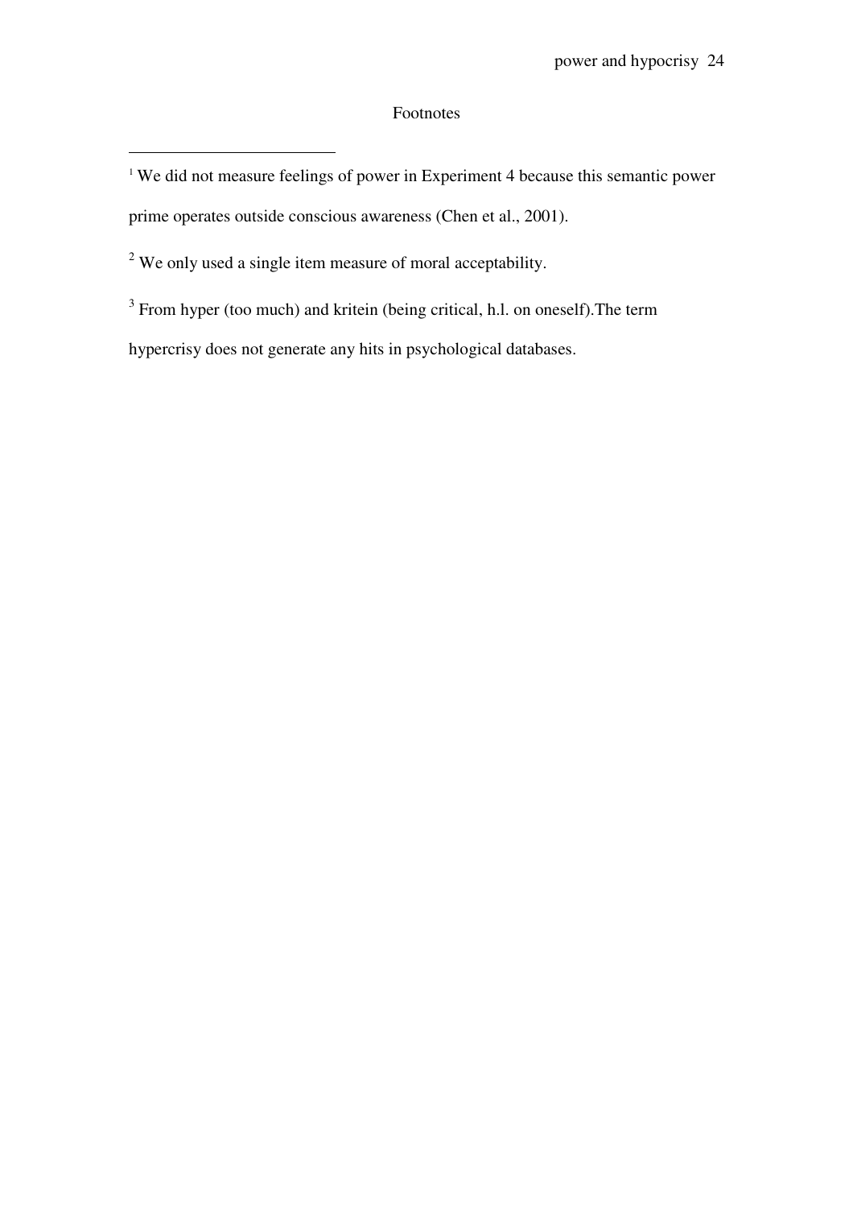Footnotes

[1] We did not measure feelings of power in Experiment 4 because this semantic power prime operates outside conscious awareness (Chen et al., 2001).

[2] We only used a single item measure of moral acceptability.

[3] From hyper (too much) and kritein (being critical, h.l. on oneself).The term hypercrisy does not generate any hits in psychological databases.